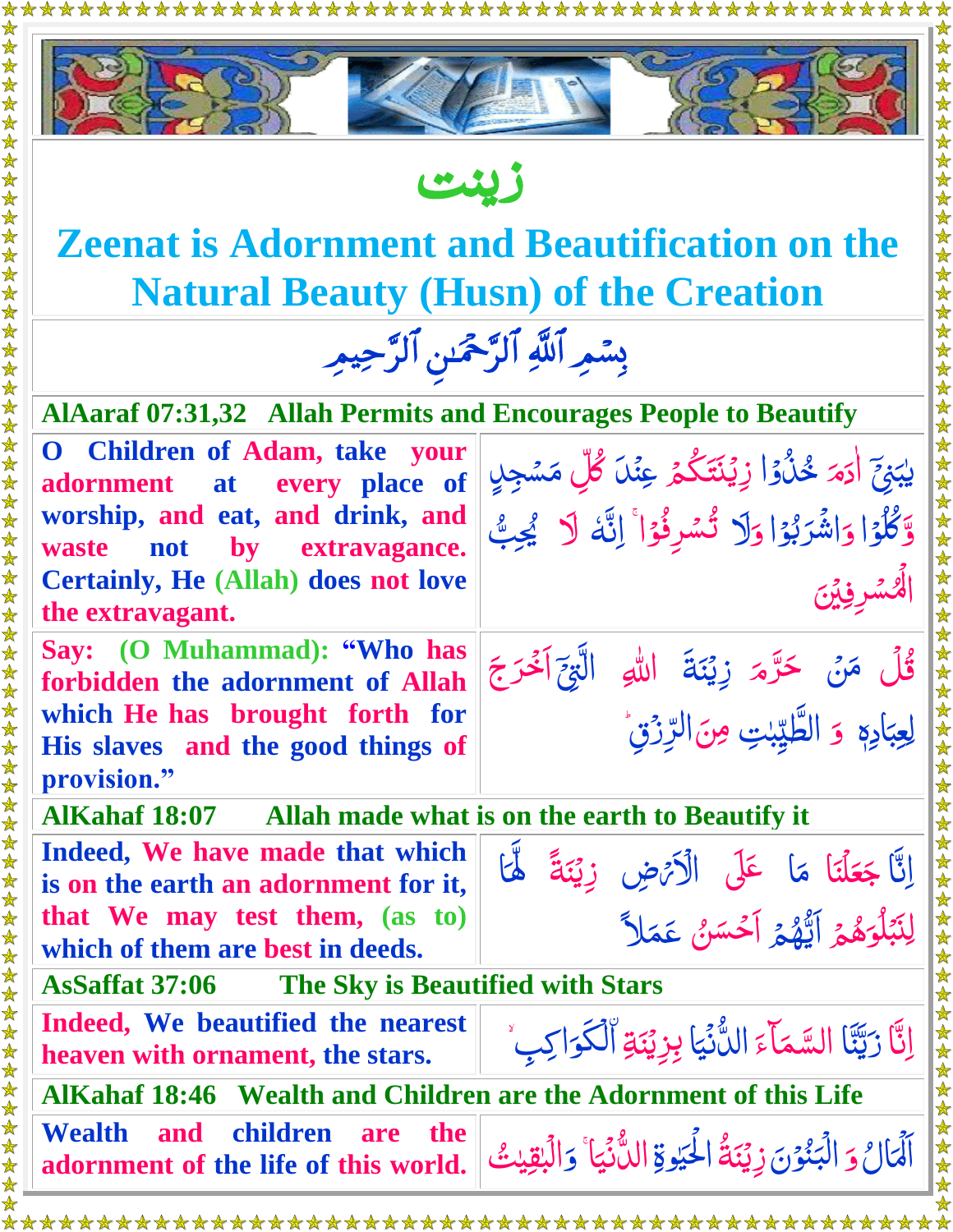# زينت

## Zeenat is Adornment and Beautification on the Natural Beauty (Husn) of the Creation

بِسۡمِ ٱللَّهِ ٱلرَّحۡمَٰنِ ٱلرَّحِيمِ

### AlAaraf 07:31,32 Allah Permits and Encourages People to Beautify

| | |
|---|---|
| O Children of Adam, take your adornment at every place of worship, and eat, and drink, and waste not by extravagance. Certainly, He (Allah) does not love the extravagant. | يٰبَنِيۡۤ اٰدَمَ خُذُوۡا زِيۡنَتَكُمۡ عِنۡدَ كُلِّ مَسۡجِدٍ وَّكُلُوۡا وَاشۡرَبُوۡا وَلَا تُسۡرِفُوۡا ۚ اِنَّهٗ لَا يُحِبُّ الۡمُسۡرِفِيۡنَ |
| Say: (O Muhammad): "Who has forbidden the adornment of Allah which He has brought forth for His slaves and the good things of provision." | قُلۡ مَنۡ حَرَّمَ زِيۡنَةَ اللّٰهِ الَّتِىۡۤ اَخۡرَجَ لِعِبَادِهٖ وَ الطَّيِّبٰتِ مِنَ الرِّزۡقِ ؕ |

### AlKahaf 18:07 Allah made what is on the earth to Beautify it

| | |
|---|---|
| Indeed, We have made that which is on the earth an adornment for it, that We may test them, (as to) which of them are best in deeds. | اِنَّا جَعَلۡنَا مَا عَلَى الۡاَرۡضِ زِيۡنَةً لَّهَا لِنَبۡلُوَهُمۡ اَيُّهُمۡ اَحۡسَنُ عَمَلاً |

### AsSaffat 37:06 The Sky is Beautified with Stars

| | |
|---|---|
| Indeed, We beautified the nearest heaven with ornament, the stars. | اِنَّا زَيَّنَّا السَّمَآءَ الدُّنۡيَا بِزِيۡنَةِ ۨالۡكَوَاكِبِ ۙ |

### AlKahaf 18:46 Wealth and Children are the Adornment of this Life

| | |
|---|---|
| Wealth and children are the adornment of the life of this world. | اَلۡمَالُ وَ الۡبَنُوۡنَ زِيۡنَةُ الۡحَيٰوةِ الدُّنۡيَا ۚ وَالۡبٰقِيٰتُ |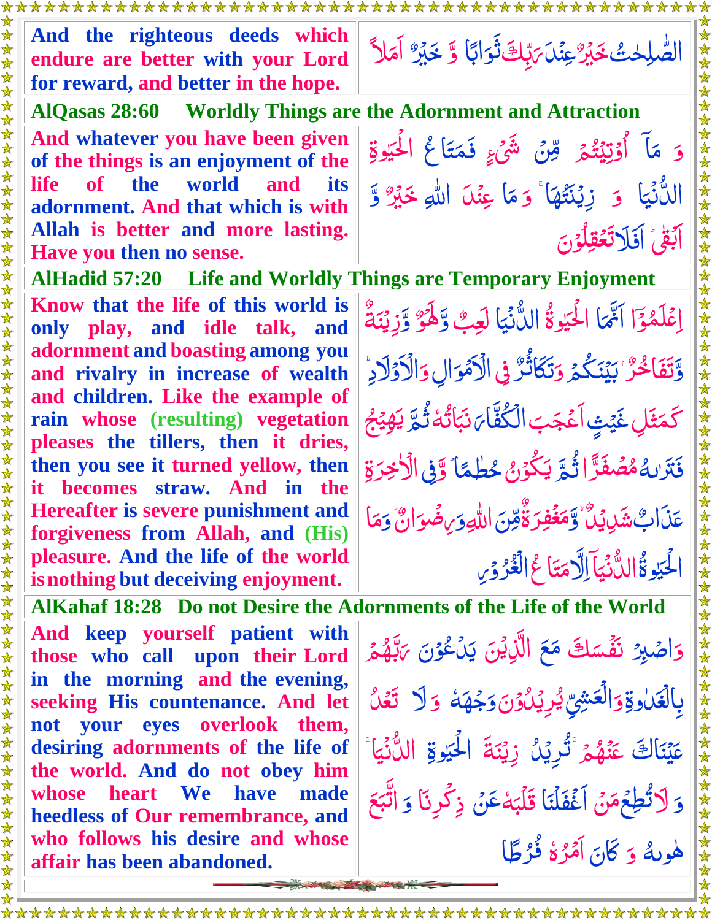| | |
|---|---|
| And the righteous deeds which endure are better with your Lord for reward, and better in the hope. | الصّٰلِحٰتُ خَيْرٌ عِنْدَ رَبِّكَ ثَوَابًا وَّ خَيْرٌ اَمَلًا |

**AlQasas 28:60 Worldly Things are the Adornment and Attraction**

| | |
|---|---|
| And whatever you have been given of the things is an enjoyment of the life of the world and its adornment. And that which is with Allah is better and more lasting. Have you then no sense. | وَ مَآ اُوْتِيْتُمْ مِّنْ شَيْءٍ فَمَتَاعُ الْحَيٰوةِ الدُّنْيَا وَ زِيْنَتُهَا ۚ وَمَا عِنْدَ اللّٰهِ خَيْرٌ وَّ اَبْقٰى ۭ اَفَلَا تَعْقِلُوْنَ |

**AlHadid 57:20 Life and Worldly Things are Temporary Enjoyment**

| | |
|---|---|
| Know that the life of this world is only play, and idle talk, and adornment and boasting among you and rivalry in increase of wealth and children. Like the example of rain whose (resulting) vegetation pleases the tillers, then it dries, then you see it turned yellow, then it becomes straw. And in the Hereafter is severe punishment and forgiveness from Allah, and (His) pleasure. And the life of the world is nothing but deceiving enjoyment. | اِعْلَمُوْٓا اَنَّمَا الْحَيٰوةُ الدُّنْيَا لَعِبٌ وَّلَهْوٌ وَّزِيْنَةٌ وَّتَفَاخُرٌۢ بَيْنَكُمْ وَتَكَاثُرٌ فِي الْاَمْوَالِ وَالْاَوْلَادِ ۭ كَمَثَلِ غَيْثٍ اَعْجَبَ الْكُفَّارَ نَبَاتُهٗ ثُمَّ يَهِيْجُ فَتَرٰىهُ مُصْفَرًّا ثُمَّ يَكُوْنُ حُطٰمًا ۭ وَفِي الْاٰخِرَةِ عَذَابٌ شَدِيْدٌ ۙ وَّمَغْفِرَةٌ مِّنَ اللّٰهِ وَرِضْوَانٌ ۭ وَمَا الْحَيٰوةُ الدُّنْيَآ اِلَّا مَتَاعُ الْغُرُوْرِ |

**AlKahaf 18:28 Do not Desire the Adornments of the Life of the World**

| | |
|---|---|
| And keep yourself patient with those who call upon their Lord in the morning and the evening, seeking His countenance. And let not your eyes overlook them, desiring adornments of the life of the world. And do not obey him whose heart We have made heedless of Our remembrance, and who follows his desire and whose affair has been abandoned. | وَاصْبِرْ نَفْسَكَ مَعَ الَّذِيْنَ يَدْعُوْنَ رَبَّهُمْ بِالْغَدٰوةِ وَالْعَشِيِّ يُرِيْدُوْنَ وَجْهَهٗ وَ لَا تَعْدُ عَيْنٰكَ عَنْهُمْ ۚ تُرِيْدُ زِيْنَةَ الْحَيٰوةِ الدُّنْيَا ۚ وَ لَا تُطِعْ مَنْ اَغْفَلْنَا قَلْبَهٗ عَنْ ذِكْرِنَا وَ اتَّبَعَ هَوٰىهُ وَ كَانَ اَمْرُهٗ فُرُطًا |